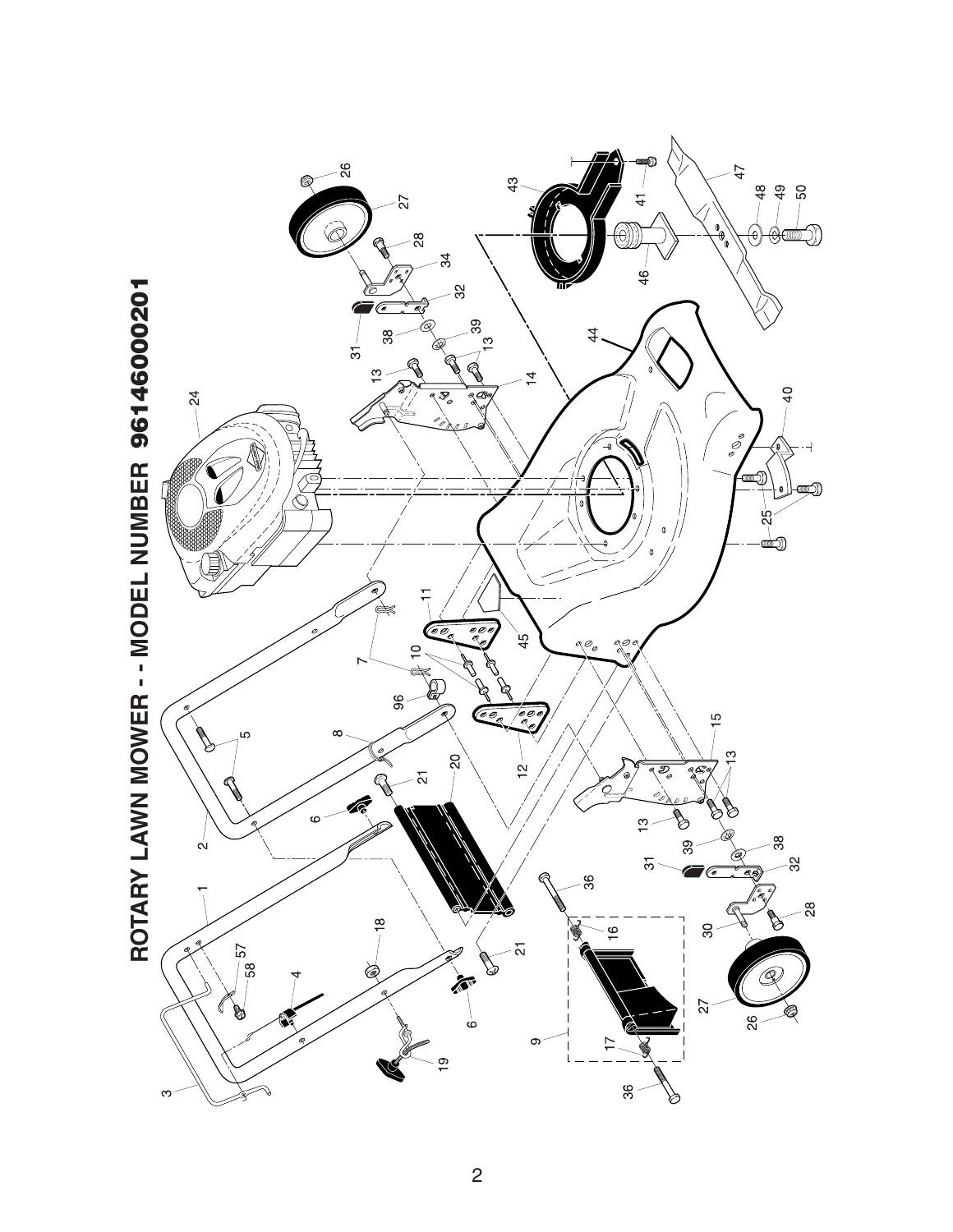# ROTARY LAWN MOWER - - MODEL NUMBER 96146000201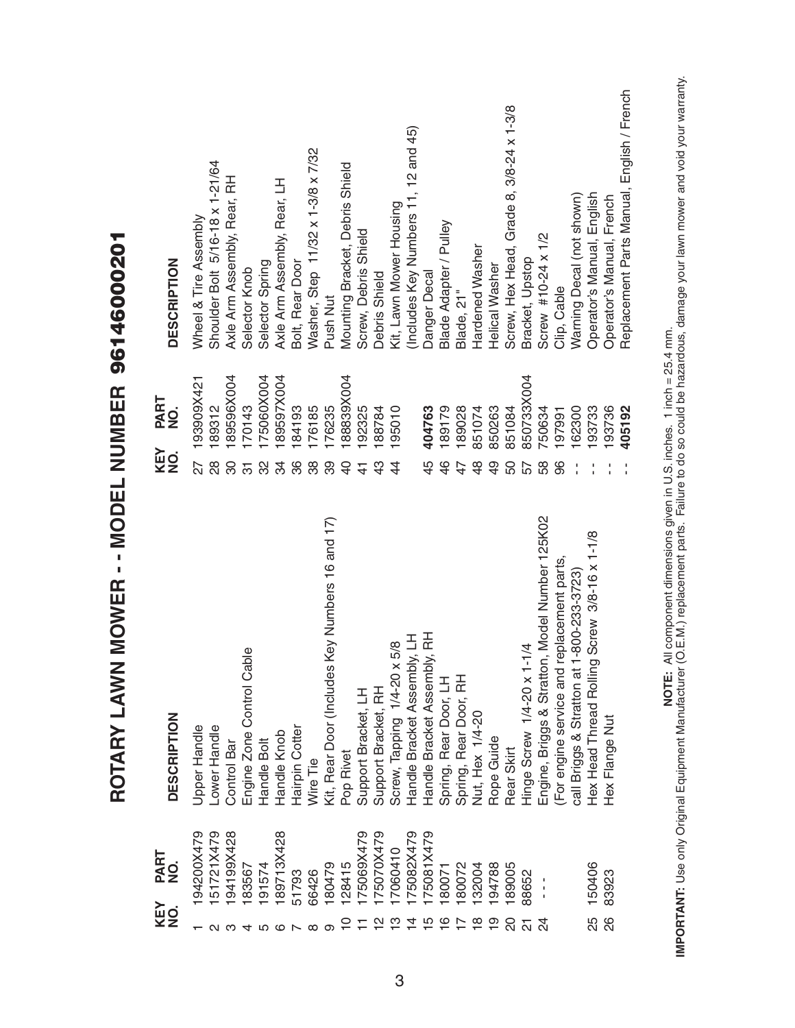# ROTARY LAWN MOWER - - MODEL NUMBER 96146000201

| KEY NO. | PART NO. | DESCRIPTION |
|---|---|---|
| 1 | 194200X479 | Upper Handle |
| 2 | 151721X479 | Lower Handle |
| 3 | 194199X428 | Control Bar |
| 4 | 183567 | Engine Zone Control Cable |
| 5 | 191574 | Handle Bolt |
| 6 | 189713X428 | Handle Knob |
| 7 | 51793 | Hairpin Cotter |
| 8 | 66426 | Wire Tie |
| 9 | 180479 | Kit, Rear Door (Includes Key Numbers 16 and 17) |
| 10 | 128415 | Pop Rivet |
| 11 | 175069X479 | Support Bracket, LH |
| 12 | 175070X479 | Support Bracket, RH |
| 13 | 17060410 | Screw, Tapping 1/4-20 x 5/8 |
| 14 | 175082X479 | Handle Bracket Assembly, LH |
| 15 | 175081X479 | Handle Bracket Assembly, RH |
| 16 | 180071 | Spring, Rear Door, LH |
| 17 | 180072 | Spring, Rear Door, RH |
| 18 | 132004 | Nut, Hex 1/4-20 |
| 19 | 194788 | Rope Guide |
| 20 | 189005 | Rear Skirt |
| 21 | 88652 | Hinge Screw 1/4-20 x 1-1/4 |
| 24 | - - - | Engine, Briggs & Stratton, Model Number 125K02 (For engine service and replacement parts, call Briggs & Stratton at 1-800-233-3723) |
| 25 | 150406 | Hex Head Thread Rolling Screw 3/8-16 x 1-1/8 |
| 26 | 83923 | Hex Flange Nut |
| 27 | 193909X421 | Wheel & Tire Assembly |
| 28 | 189312 | Shoulder Bolt 5/16-18 x 1-21/64 |
| 30 | 189596X004 | Axle Arm Assembly, Rear, RH |
| 31 | 170143 | Selector Knob |
| 32 | 175060X004 | Selector Spring |
| 34 | 189597X004 | Axle Arm Assembly, Rear, LH |
| 36 | 184193 | Bolt, Rear Door |
| 38 | 176185 | Washer, Step 11/32 x 1-3/8 x 7/32 |
| 39 | 176235 | Push Nut |
| 40 | 188839X004 | Mounting Bracket, Debris Shield |
| 41 | 192325 | Screw, Debris Shield |
| 43 | 188784 | Debris Shield |
| 44 | 195010 | Kit, Lawn Mower Housing (Includes Key Numbers 11, 12 and 45) |
| 45 | **404763** | Danger Decal |
| 46 | 189179 | Blade Adapter / Pulley |
| 47 | 189028 | Blade, 21" |
| 48 | 851074 | Hardened Washer |
| 49 | 850263 | Helical Washer |
| 50 | 851084 | Screw, Hex Head, Grade 8, 3/8-24 x 1-3/8 |
| 57 | 850733X004 | Bracket, Upstop |
| 58 | 750634 | Screw #10-24 x 1/2 |
| 96 | 197991 | Clip, Cable |
| - - | 162300 | Warning Decal (not shown) |
| - - | 193733 | Operator's Manual, English |
| - - | 193736 | Operator's Manual, French |
| - - | **405192** | Replacement Parts Manual, English / French |

**NOTE:** All component dimensions given in U.S. inches. 1 inch = 25.4 mm.

**IMPORTANT:** Use only Original Equipment Manufacturer (O.E.M.) replacement parts. Failure to do so could be hazardous, damage your lawn mower and void your warranty.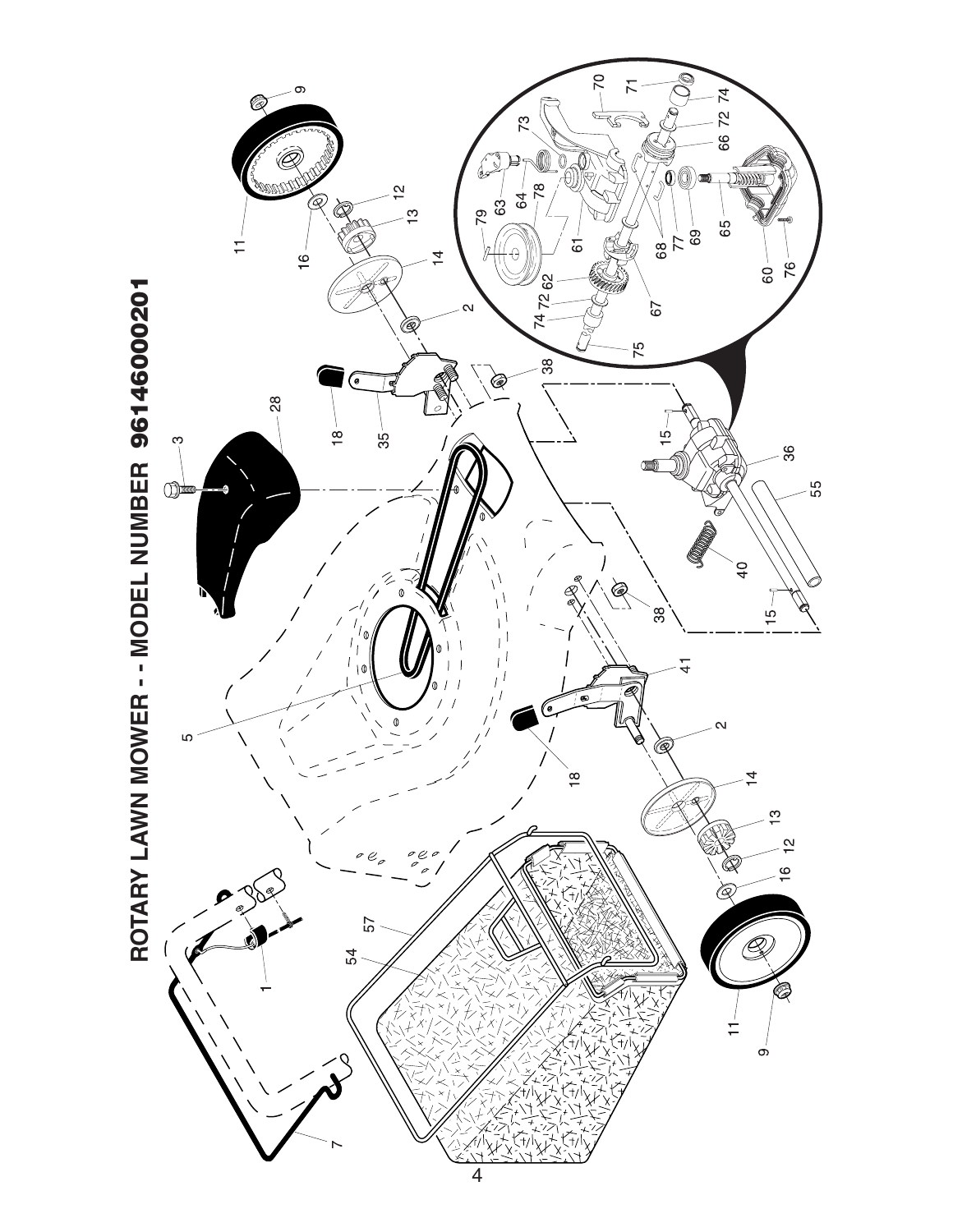# ROTARY LAWN MOWER - - MODEL NUMBER 96146000201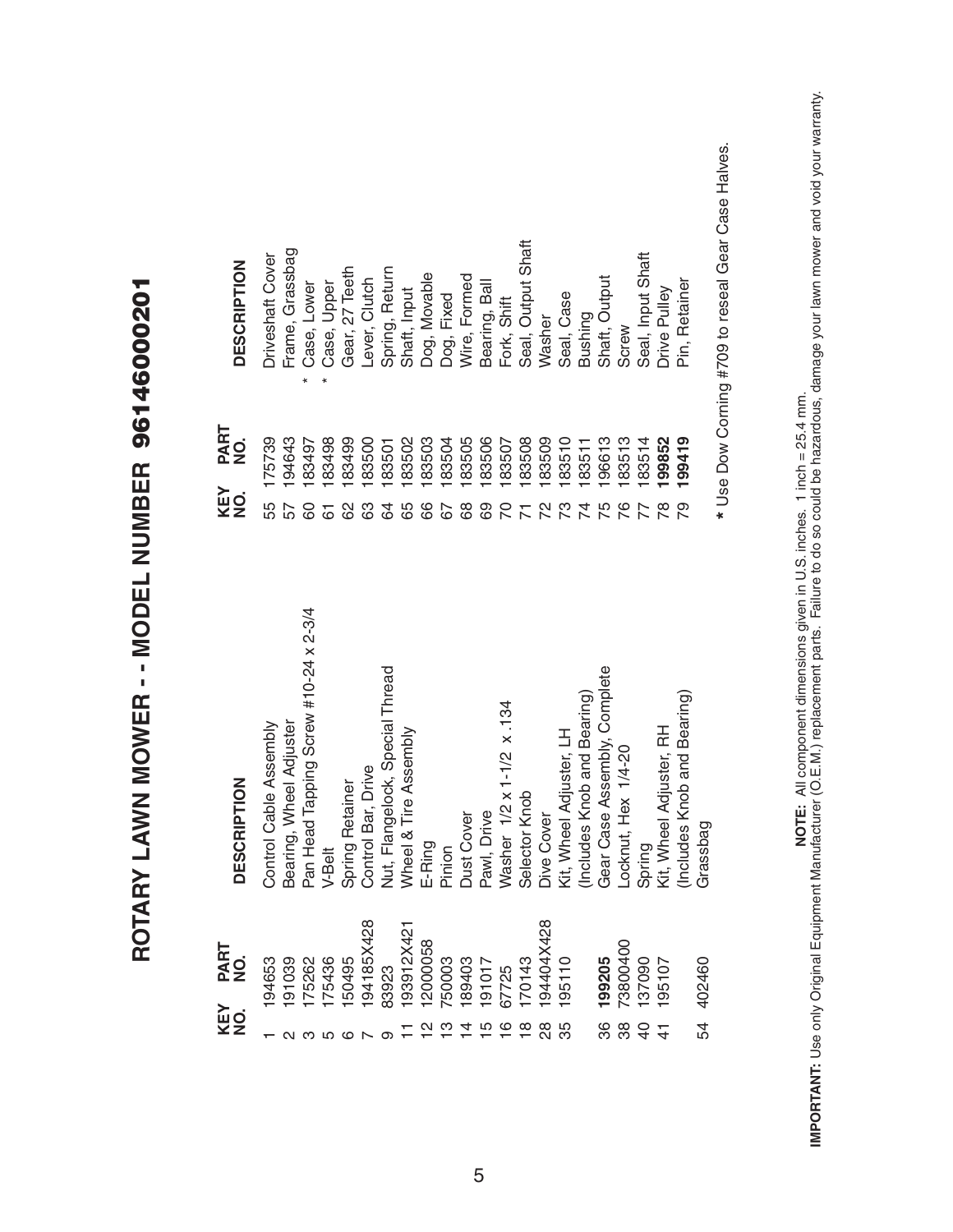# ROTARY LAWN MOWER - - MODEL NUMBER 96146000201

| KEY NO. | PART NO. | DESCRIPTION |
|---|---|---|
| 1 | 194653 | Control Cable Assembly |
| 2 | 191039 | Bearing, Wheel Adjuster |
| 3 | 175262 | Pan Head Tapping Screw #10-24 x 2-3/4 |
| 5 | 175436 | V-Belt |
| 6 | 150495 | Spring Retainer |
| 7 | 194185X428 | Control Bar, Drive |
| 9 | 83923 | Nut, Flangelock, Special Thread |
| 11 | 193912X421 | Wheel & Tire Assembly |
| 12 | 12000058 | E-Ring |
| 13 | 750003 | Pinion |
| 14 | 189403 | Dust Cover |
| 15 | 191017 | Pawl, Drive |
| 16 | 67725 | Washer 1/2 x 1-1/2 x .134 |
| 18 | 170143 | Selector Knob |
| 28 | 194404X428 | Dive Cover |
| 35 | 195110 | Kit, Wheel Adjuster, LH (Includes Knob and Bearing) |
| 36 | **199205** | Gear Case Assembly, Complete |
| 38 | 73800400 | Locknut, Hex 1/4-20 |
| 40 | 137090 | Spring |
| 41 | 195107 | Kit, Wheel Adjuster, RH (Includes Knob and Bearing) |
| 54 | 402460 | Grassbag |
| 55 | 175739 | Driveshaft Cover |
| 57 | 194643 | Frame, Grassbag |
| 60 | 183497 | * Case, Lower |
| 61 | 183498 | * Case, Upper |
| 62 | 183499 | Gear, 27 Teeth |
| 63 | 183500 | Lever, Clutch |
| 64 | 183501 | Spring, Return |
| 65 | 183502 | Shaft, Input |
| 66 | 183503 | Dog, Movable |
| 67 | 183504 | Dog, Fixed |
| 68 | 183505 | Wire, Formed |
| 69 | 183506 | Bearing, Ball |
| 70 | 183507 | Fork, Shift |
| 71 | 183508 | Seal, Output Shaft |
| 72 | 183509 | Washer |
| 73 | 183510 | Seal, Case |
| 74 | 183511 | Bushing |
| 75 | 196613 | Shaft, Output |
| 76 | 183513 | Screw |
| 77 | 183514 | Seal, Input Shaft |
| 78 | **199852** | Drive Pulley |
| 79 | **199419** | Pin, Retainer |

**\*** Use Dow Corning #709 to reseal Gear Case Halves.

**NOTE:** All component dimensions given in U.S. inches. 1 inch = 25.4 mm.

**IMPORTANT:** Use only Original Equipment Manufacturer (O.E.M.) replacement parts. Failure to do so could be hazardous, damage your lawn mower and void your warranty.